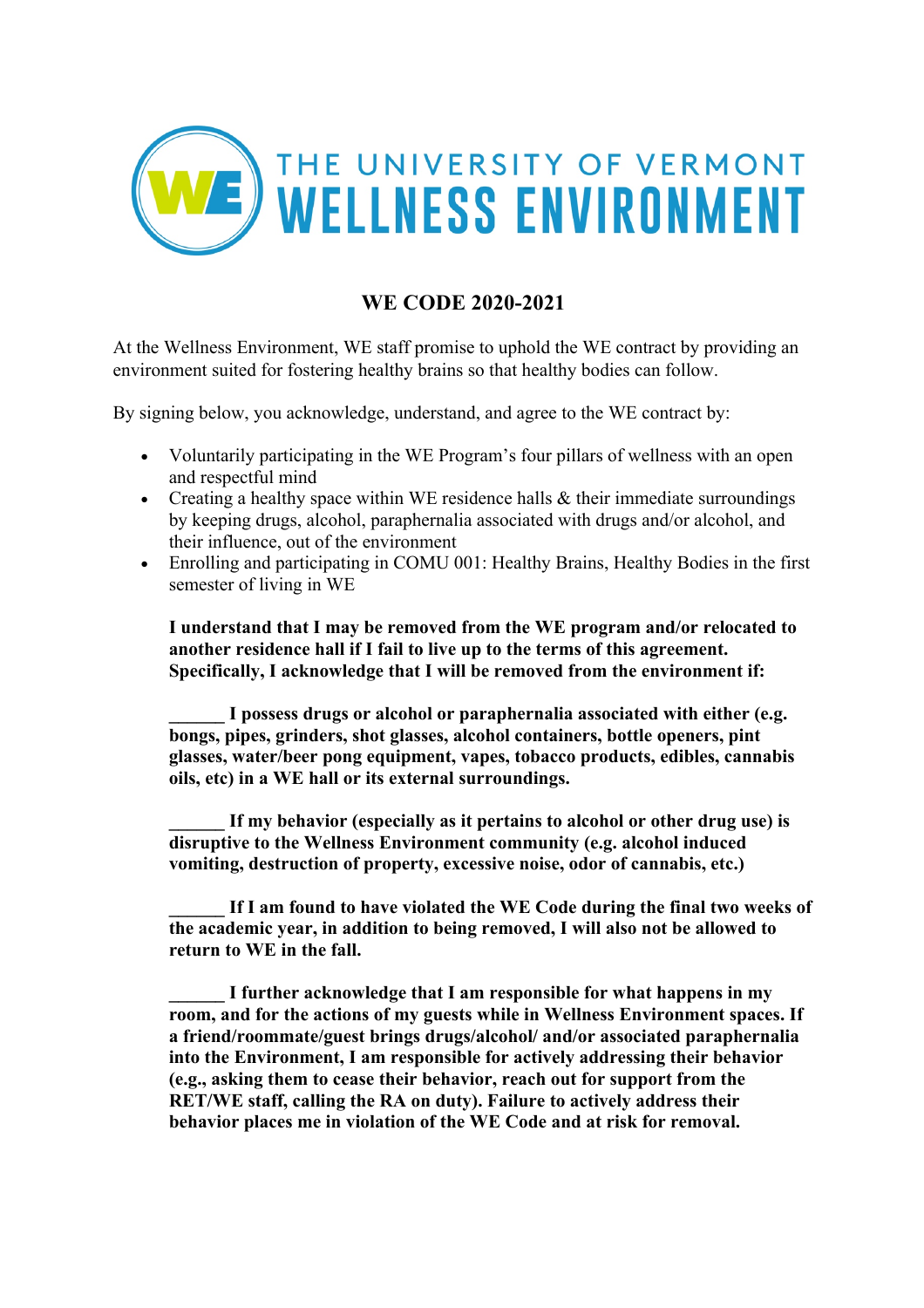# THE UNIVERSITY OF VERMONT WELLNESS ENVIRONMENT

## WE CODE 2020-2021

At the Wellness Environment, WE staff promise to uphold the WE contract by providing an environment suited for fostering healthy brains so that healthy bodies can follow.

By signing below, you acknowledge, understand, and agree to the WE contract by:

- Voluntarily participating in the WE Program's four pillars of wellness with an open and respectful mind
- Creating a healthy space within WE residence halls & their immediate surroundings by keeping drugs, alcohol, paraphernalia associated with drugs and/or alcohol, and their influence, out of the environment
- Enrolling and participating in COMU 001: Healthy Brains, Healthy Bodies in the first semester of living in WE

**I understand that I may be removed from the WE program and/or relocated to another residence hall if I fail to live up to the terms of this agreement. Specifically, I acknowledge that I will be removed from the environment if:**

**______ I possess drugs or alcohol or paraphernalia associated with either (e.g. bongs, pipes, grinders, shot glasses, alcohol containers, bottle openers, pint glasses, water/beer pong equipment, vapes, tobacco products, edibles, cannabis oils, etc) in a WE hall or its external surroundings.**

**______ If my behavior (especially as it pertains to alcohol or other drug use) is disruptive to the Wellness Environment community (e.g. alcohol induced vomiting, destruction of property, excessive noise, odor of cannabis, etc.)**

**______ If I am found to have violated the WE Code during the final two weeks of the academic year, in addition to being removed, I will also not be allowed to return to WE in the fall.**

**______ I further acknowledge that I am responsible for what happens in my room, and for the actions of my guests while in Wellness Environment spaces. If a friend/roommate/guest brings drugs/alcohol/ and/or associated paraphernalia into the Environment, I am responsible for actively addressing their behavior (e.g., asking them to cease their behavior, reach out for support from the RET/WE staff, calling the RA on duty). Failure to actively address their behavior places me in violation of the WE Code and at risk for removal.**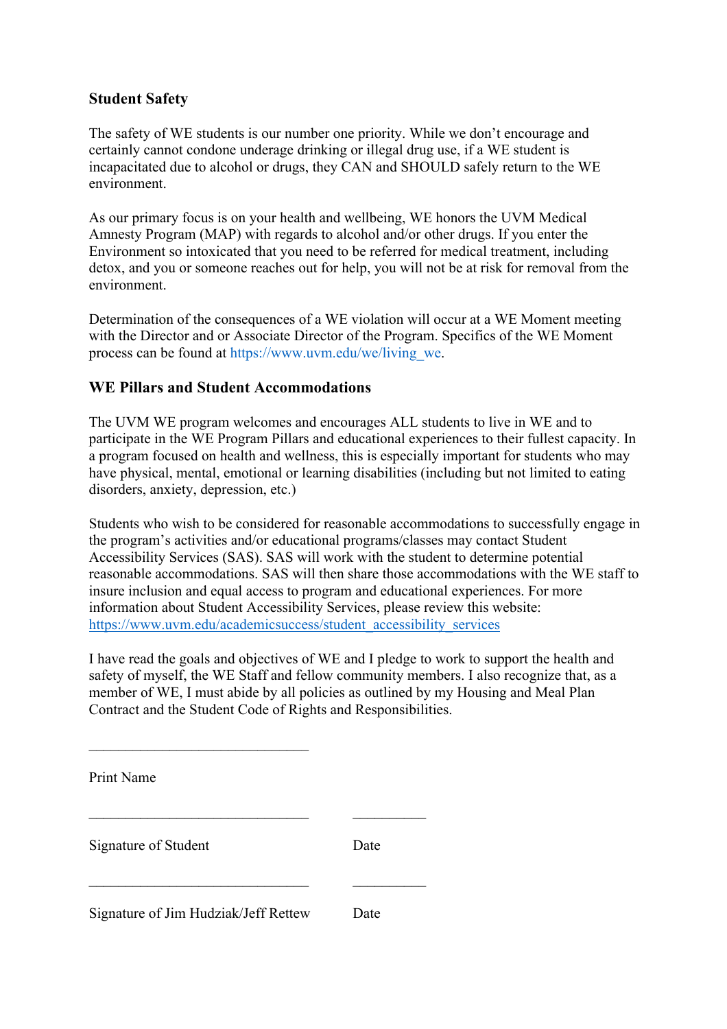## Student Safety

The safety of WE students is our number one priority. While we don't encourage and certainly cannot condone underage drinking or illegal drug use, if a WE student is incapacitated due to alcohol or drugs, they CAN and SHOULD safely return to the WE environment.

As our primary focus is on your health and wellbeing, WE honors the UVM Medical Amnesty Program (MAP) with regards to alcohol and/or other drugs. If you enter the Environment so intoxicated that you need to be referred for medical treatment, including detox, and you or someone reaches out for help, you will not be at risk for removal from the environment.

Determination of the consequences of a WE violation will occur at a WE Moment meeting with the Director and or Associate Director of the Program. Specifics of the WE Moment process can be found at https://www.uvm.edu/we/living_we.

## WE Pillars and Student Accommodations

The UVM WE program welcomes and encourages ALL students to live in WE and to participate in the WE Program Pillars and educational experiences to their fullest capacity. In a program focused on health and wellness, this is especially important for students who may have physical, mental, emotional or learning disabilities (including but not limited to eating disorders, anxiety, depression, etc.)

Students who wish to be considered for reasonable accommodations to successfully engage in the program's activities and/or educational programs/classes may contact Student Accessibility Services (SAS). SAS will work with the student to determine potential reasonable accommodations. SAS will then share those accommodations with the WE staff to insure inclusion and equal access to program and educational experiences. For more information about Student Accessibility Services, please review this website: https://www.uvm.edu/academicsuccess/student_accessibility_services

I have read the goals and objectives of WE and I pledge to work to support the health and safety of myself, the WE Staff and fellow community members. I also recognize that, as a member of WE, I must abide by all policies as outlined by my Housing and Meal Plan Contract and the Student Code of Rights and Responsibilities.

______________________________

Print Name

______________________________ __________

Signature of Student Date

______________________________ __________

Signature of Jim Hudziak/Jeff Rettew Date